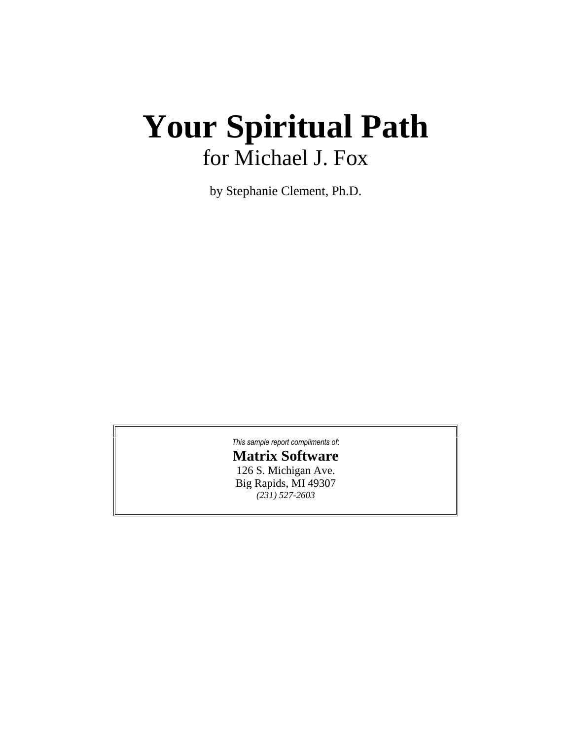# Your Spiritual Path

for Michael J. Fox

by Stephanie Clement, Ph.D.

*This sample report compliments of:*

**Matrix Software**

126 S. Michigan Ave.

Big Rapids, MI 49307

*(231) 527-2603*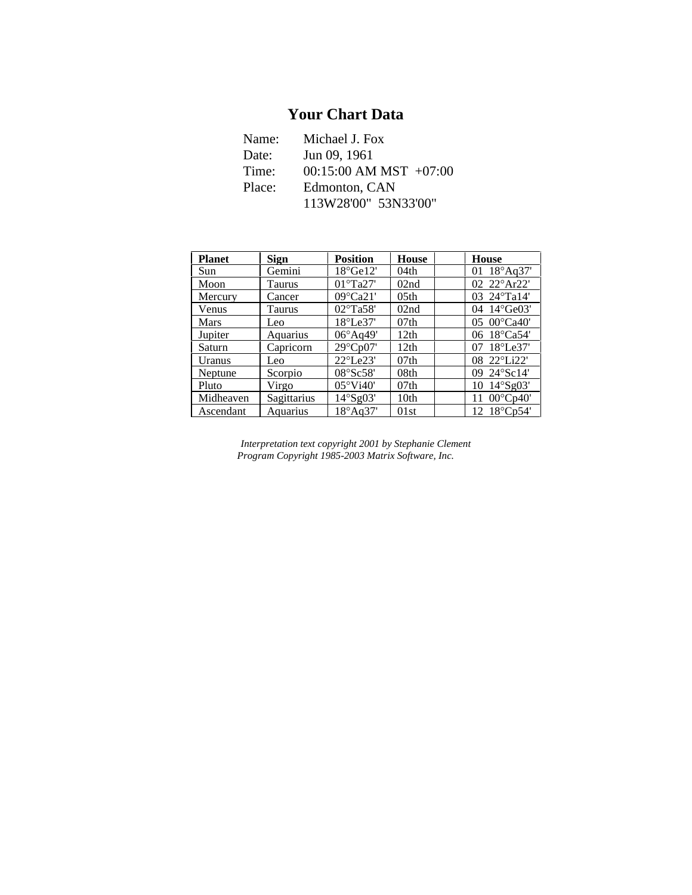# Your Chart Data

Name: Michael J. Fox
Date: Jun 09, 1961
Time: 00:15:00 AM MST +07:00
Place: Edmonton, CAN
113W28'00" 53N33'00"

| Planet | Sign | Position | House | | House |
|---|---|---|---|---|---|
| Sun | Gemini | 18°Ge12' | 04th | | 01 18°Aq37' |
| Moon | Taurus | 01°Ta27' | 02nd | | 02 22°Ar22' |
| Mercury | Cancer | 09°Ca21' | 05th | | 03 24°Ta14' |
| Venus | Taurus | 02°Ta58' | 02nd | | 04 14°Ge03' |
| Mars | Leo | 18°Le37' | 07th | | 05 00°Ca40' |
| Jupiter | Aquarius | 06°Aq49' | 12th | | 06 18°Ca54' |
| Saturn | Capricorn | 29°Cp07' | 12th | | 07 18°Le37' |
| Uranus | Leo | 22°Le23' | 07th | | 08 22°Li22' |
| Neptune | Scorpio | 08°Sc58' | 08th | | 09 24°Sc14' |
| Pluto | Virgo | 05°Vi40' | 07th | | 10 14°Sg03' |
| Midheaven | Sagittarius | 14°Sg03' | 10th | | 11 00°Cp40' |
| Ascendant | Aquarius | 18°Aq37' | 01st | | 12 18°Cp54' |

*Interpretation text copyright 2001 by Stephanie Clement*
*Program Copyright 1985-2003 Matrix Software, Inc.*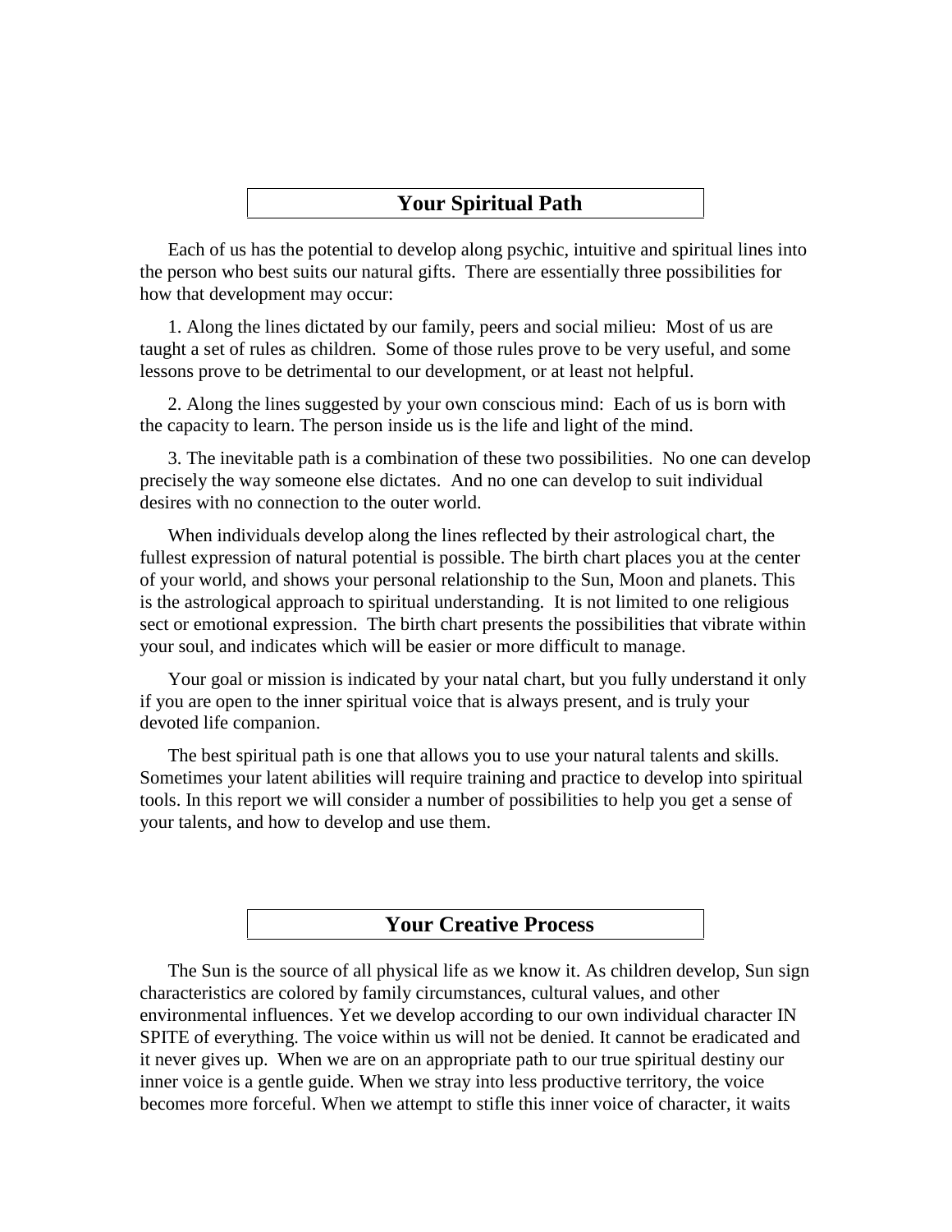## Your Spiritual Path

Each of us has the potential to develop along psychic, intuitive and spiritual lines into the person who best suits our natural gifts. There are essentially three possibilities for how that development may occur:

1. Along the lines dictated by our family, peers and social milieu: Most of us are taught a set of rules as children. Some of those rules prove to be very useful, and some lessons prove to be detrimental to our development, or at least not helpful.

2. Along the lines suggested by your own conscious mind: Each of us is born with the capacity to learn. The person inside us is the life and light of the mind.

3. The inevitable path is a combination of these two possibilities. No one can develop precisely the way someone else dictates. And no one can develop to suit individual desires with no connection to the outer world.

When individuals develop along the lines reflected by their astrological chart, the fullest expression of natural potential is possible. The birth chart places you at the center of your world, and shows your personal relationship to the Sun, Moon and planets. This is the astrological approach to spiritual understanding. It is not limited to one religious sect or emotional expression. The birth chart presents the possibilities that vibrate within your soul, and indicates which will be easier or more difficult to manage.

Your goal or mission is indicated by your natal chart, but you fully understand it only if you are open to the inner spiritual voice that is always present, and is truly your devoted life companion.

The best spiritual path is one that allows you to use your natural talents and skills. Sometimes your latent abilities will require training and practice to develop into spiritual tools. In this report we will consider a number of possibilities to help you get a sense of your talents, and how to develop and use them.

## Your Creative Process

The Sun is the source of all physical life as we know it. As children develop, Sun sign characteristics are colored by family circumstances, cultural values, and other environmental influences. Yet we develop according to our own individual character IN SPITE of everything. The voice within us will not be denied. It cannot be eradicated and it never gives up. When we are on an appropriate path to our true spiritual destiny our inner voice is a gentle guide. When we stray into less productive territory, the voice becomes more forceful. When we attempt to stifle this inner voice of character, it waits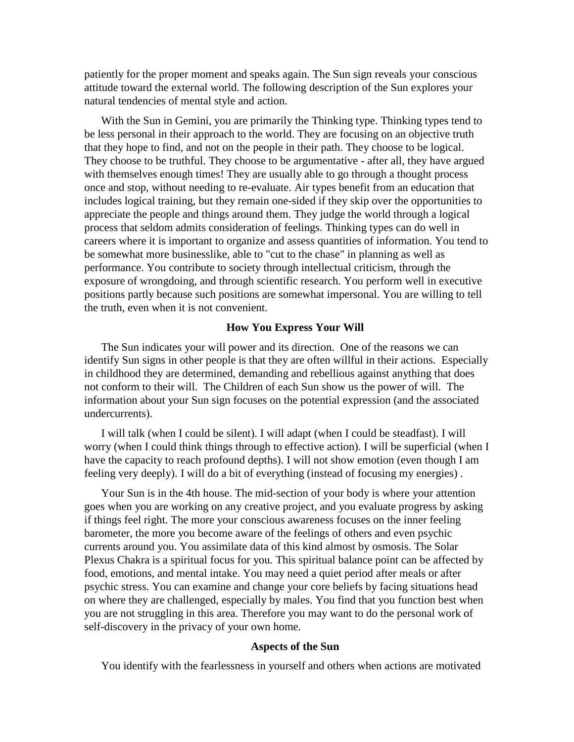patiently for the proper moment and speaks again. The Sun sign reveals your conscious attitude toward the external world. The following description of the Sun explores your natural tendencies of mental style and action.

With the Sun in Gemini, you are primarily the Thinking type. Thinking types tend to be less personal in their approach to the world. They are focusing on an objective truth that they hope to find, and not on the people in their path. They choose to be logical. They choose to be truthful. They choose to be argumentative - after all, they have argued with themselves enough times! They are usually able to go through a thought process once and stop, without needing to re-evaluate. Air types benefit from an education that includes logical training, but they remain one-sided if they skip over the opportunities to appreciate the people and things around them. They judge the world through a logical process that seldom admits consideration of feelings. Thinking types can do well in careers where it is important to organize and assess quantities of information. You tend to be somewhat more businesslike, able to "cut to the chase" in planning as well as performance. You contribute to society through intellectual criticism, through the exposure of wrongdoing, and through scientific research. You perform well in executive positions partly because such positions are somewhat impersonal. You are willing to tell the truth, even when it is not convenient.

**How You Express Your Will**

The Sun indicates your will power and its direction. One of the reasons we can identify Sun signs in other people is that they are often willful in their actions. Especially in childhood they are determined, demanding and rebellious against anything that does not conform to their will. The Children of each Sun show us the power of will. The information about your Sun sign focuses on the potential expression (and the associated undercurrents).

I will talk (when I could be silent). I will adapt (when I could be steadfast). I will worry (when I could think things through to effective action). I will be superficial (when I have the capacity to reach profound depths). I will not show emotion (even though I am feeling very deeply). I will do a bit of everything (instead of focusing my energies) .

Your Sun is in the 4th house. The mid-section of your body is where your attention goes when you are working on any creative project, and you evaluate progress by asking if things feel right. The more your conscious awareness focuses on the inner feeling barometer, the more you become aware of the feelings of others and even psychic currents around you. You assimilate data of this kind almost by osmosis. The Solar Plexus Chakra is a spiritual focus for you. This spiritual balance point can be affected by food, emotions, and mental intake. You may need a quiet period after meals or after psychic stress. You can examine and change your core beliefs by facing situations head on where they are challenged, especially by males. You find that you function best when you are not struggling in this area. Therefore you may want to do the personal work of self-discovery in the privacy of your own home.

**Aspects of the Sun**

You identify with the fearlessness in yourself and others when actions are motivated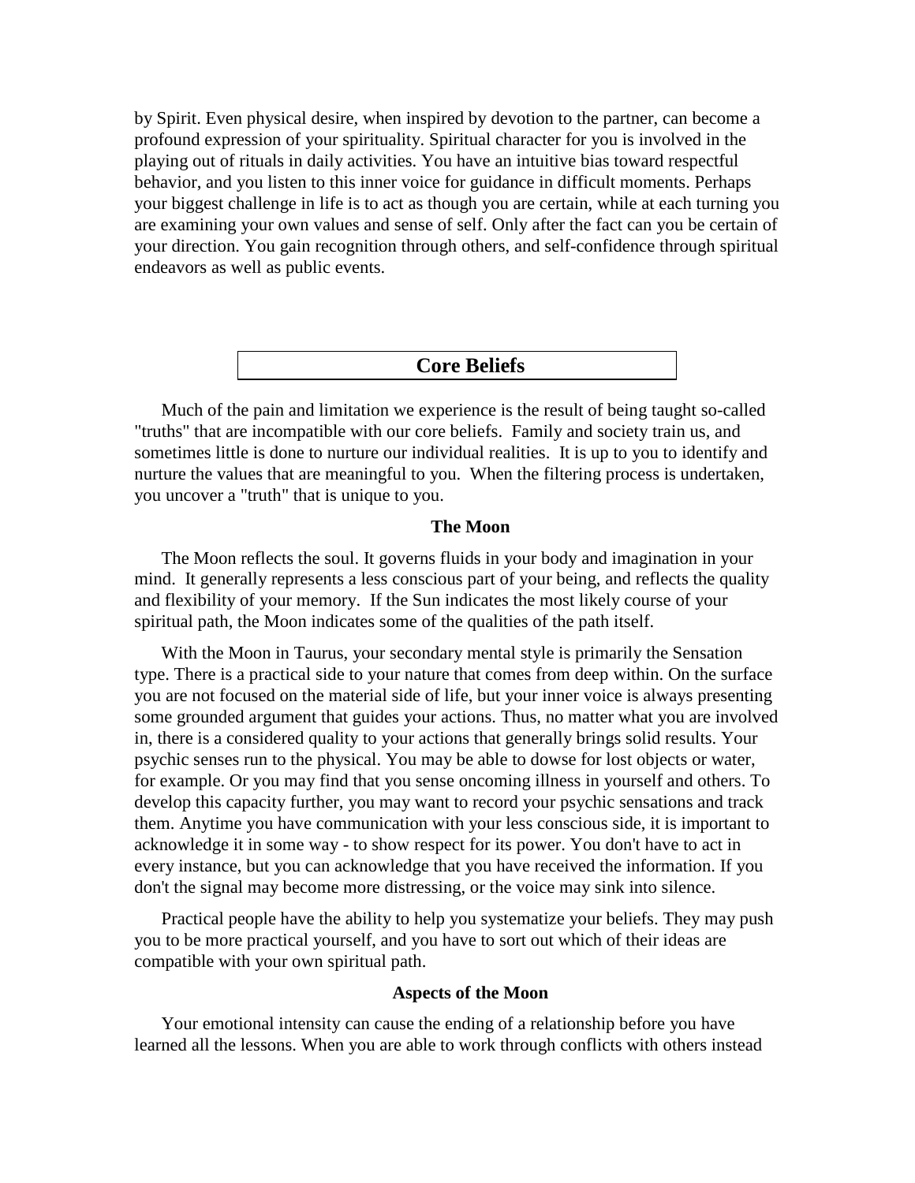by Spirit. Even physical desire, when inspired by devotion to the partner, can become a profound expression of your spirituality. Spiritual character for you is involved in the playing out of rituals in daily activities. You have an intuitive bias toward respectful behavior, and you listen to this inner voice for guidance in difficult moments. Perhaps your biggest challenge in life is to act as though you are certain, while at each turning you are examining your own values and sense of self. Only after the fact can you be certain of your direction. You gain recognition through others, and self-confidence through spiritual endeavors as well as public events.

## Core Beliefs

Much of the pain and limitation we experience is the result of being taught so-called "truths" that are incompatible with our core beliefs. Family and society train us, and sometimes little is done to nurture our individual realities. It is up to you to identify and nurture the values that are meaningful to you. When the filtering process is undertaken, you uncover a "truth" that is unique to you.

### The Moon

The Moon reflects the soul. It governs fluids in your body and imagination in your mind. It generally represents a less conscious part of your being, and reflects the quality and flexibility of your memory. If the Sun indicates the most likely course of your spiritual path, the Moon indicates some of the qualities of the path itself.

With the Moon in Taurus, your secondary mental style is primarily the Sensation type. There is a practical side to your nature that comes from deep within. On the surface you are not focused on the material side of life, but your inner voice is always presenting some grounded argument that guides your actions. Thus, no matter what you are involved in, there is a considered quality to your actions that generally brings solid results. Your psychic senses run to the physical. You may be able to dowse for lost objects or water, for example. Or you may find that you sense oncoming illness in yourself and others. To develop this capacity further, you may want to record your psychic sensations and track them. Anytime you have communication with your less conscious side, it is important to acknowledge it in some way - to show respect for its power. You don't have to act in every instance, but you can acknowledge that you have received the information. If you don't the signal may become more distressing, or the voice may sink into silence.

Practical people have the ability to help you systematize your beliefs. They may push you to be more practical yourself, and you have to sort out which of their ideas are compatible with your own spiritual path.

### Aspects of the Moon

Your emotional intensity can cause the ending of a relationship before you have learned all the lessons. When you are able to work through conflicts with others instead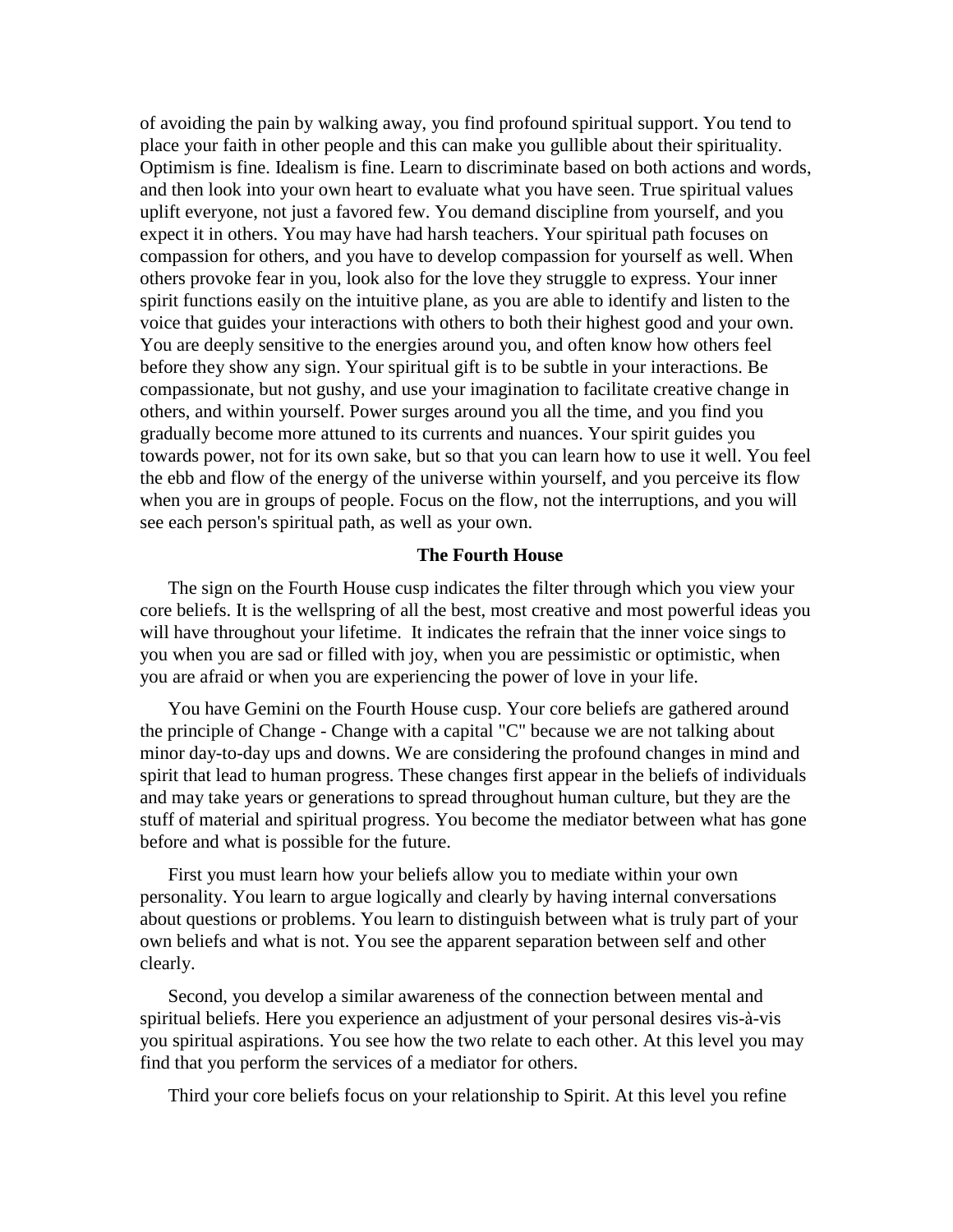of avoiding the pain by walking away, you find profound spiritual support. You tend to place your faith in other people and this can make you gullible about their spirituality. Optimism is fine. Idealism is fine. Learn to discriminate based on both actions and words, and then look into your own heart to evaluate what you have seen. True spiritual values uplift everyone, not just a favored few. You demand discipline from yourself, and you expect it in others. You may have had harsh teachers. Your spiritual path focuses on compassion for others, and you have to develop compassion for yourself as well. When others provoke fear in you, look also for the love they struggle to express. Your inner spirit functions easily on the intuitive plane, as you are able to identify and listen to the voice that guides your interactions with others to both their highest good and your own. You are deeply sensitive to the energies around you, and often know how others feel before they show any sign. Your spiritual gift is to be subtle in your interactions. Be compassionate, but not gushy, and use your imagination to facilitate creative change in others, and within yourself. Power surges around you all the time, and you find you gradually become more attuned to its currents and nuances. Your spirit guides you towards power, not for its own sake, but so that you can learn how to use it well. You feel the ebb and flow of the energy of the universe within yourself, and you perceive its flow when you are in groups of people. Focus on the flow, not the interruptions, and you will see each person's spiritual path, as well as your own.

### The Fourth House

The sign on the Fourth House cusp indicates the filter through which you view your core beliefs. It is the wellspring of all the best, most creative and most powerful ideas you will have throughout your lifetime. It indicates the refrain that the inner voice sings to you when you are sad or filled with joy, when you are pessimistic or optimistic, when you are afraid or when you are experiencing the power of love in your life.

You have Gemini on the Fourth House cusp. Your core beliefs are gathered around the principle of Change - Change with a capital "C" because we are not talking about minor day-to-day ups and downs. We are considering the profound changes in mind and spirit that lead to human progress. These changes first appear in the beliefs of individuals and may take years or generations to spread throughout human culture, but they are the stuff of material and spiritual progress. You become the mediator between what has gone before and what is possible for the future.

First you must learn how your beliefs allow you to mediate within your own personality. You learn to argue logically and clearly by having internal conversations about questions or problems. You learn to distinguish between what is truly part of your own beliefs and what is not. You see the apparent separation between self and other clearly.

Second, you develop a similar awareness of the connection between mental and spiritual beliefs. Here you experience an adjustment of your personal desires vis-à-vis you spiritual aspirations. You see how the two relate to each other. At this level you may find that you perform the services of a mediator for others.

Third your core beliefs focus on your relationship to Spirit. At this level you refine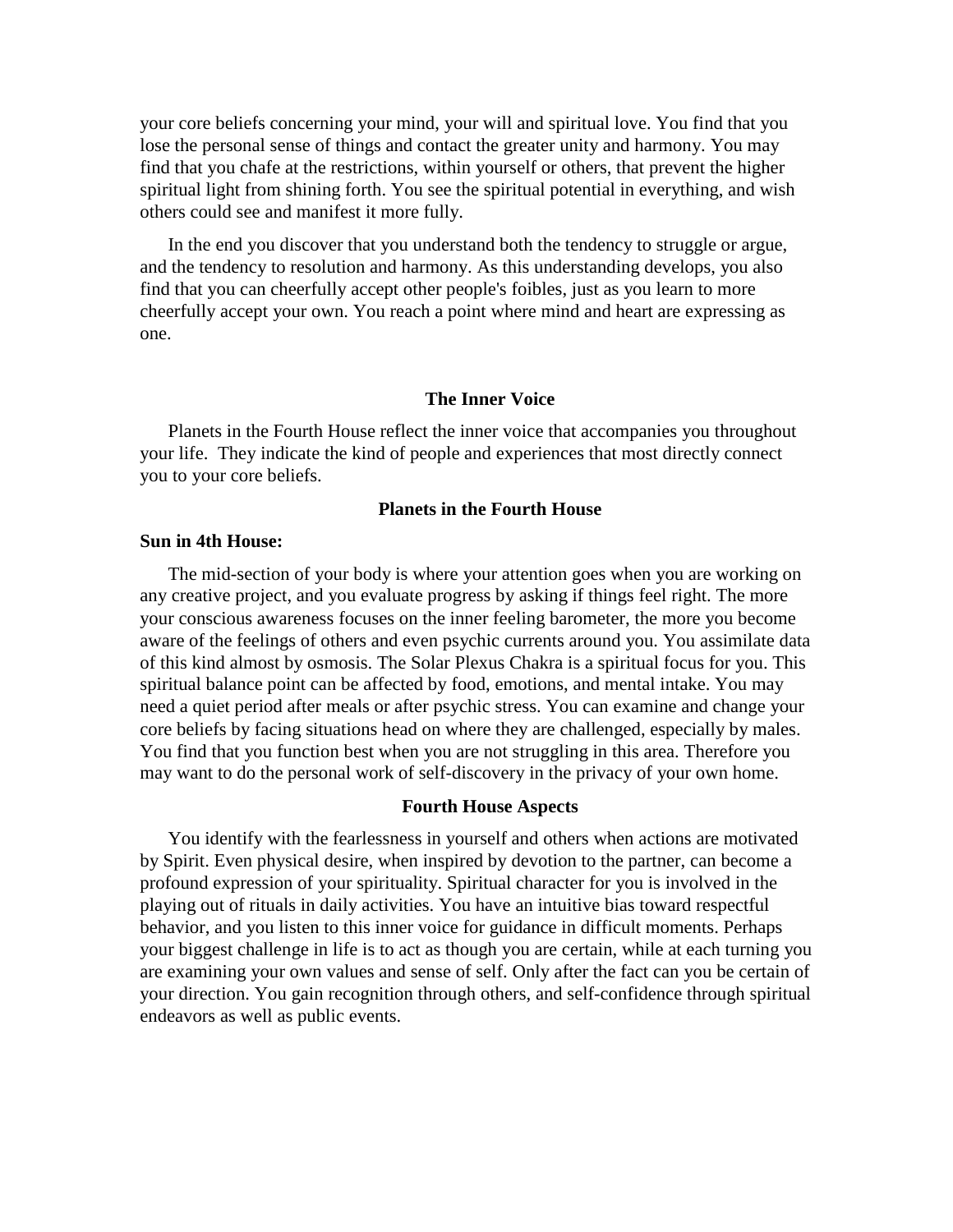your core beliefs concerning your mind, your will and spiritual love. You find that you lose the personal sense of things and contact the greater unity and harmony. You may find that you chafe at the restrictions, within yourself or others, that prevent the higher spiritual light from shining forth. You see the spiritual potential in everything, and wish others could see and manifest it more fully.

In the end you discover that you understand both the tendency to struggle or argue, and the tendency to resolution and harmony. As this understanding develops, you also find that you can cheerfully accept other people's foibles, just as you learn to more cheerfully accept your own. You reach a point where mind and heart are expressing as one.

## The Inner Voice

Planets in the Fourth House reflect the inner voice that accompanies you throughout your life. They indicate the kind of people and experiences that most directly connect you to your core beliefs.

## Planets in the Fourth House

**Sun in 4th House:**

The mid-section of your body is where your attention goes when you are working on any creative project, and you evaluate progress by asking if things feel right. The more your conscious awareness focuses on the inner feeling barometer, the more you become aware of the feelings of others and even psychic currents around you. You assimilate data of this kind almost by osmosis. The Solar Plexus Chakra is a spiritual focus for you. This spiritual balance point can be affected by food, emotions, and mental intake. You may need a quiet period after meals or after psychic stress. You can examine and change your core beliefs by facing situations head on where they are challenged, especially by males. You find that you function best when you are not struggling in this area. Therefore you may want to do the personal work of self-discovery in the privacy of your own home.

## Fourth House Aspects

You identify with the fearlessness in yourself and others when actions are motivated by Spirit. Even physical desire, when inspired by devotion to the partner, can become a profound expression of your spirituality. Spiritual character for you is involved in the playing out of rituals in daily activities. You have an intuitive bias toward respectful behavior, and you listen to this inner voice for guidance in difficult moments. Perhaps your biggest challenge in life is to act as though you are certain, while at each turning you are examining your own values and sense of self. Only after the fact can you be certain of your direction. You gain recognition through others, and self-confidence through spiritual endeavors as well as public events.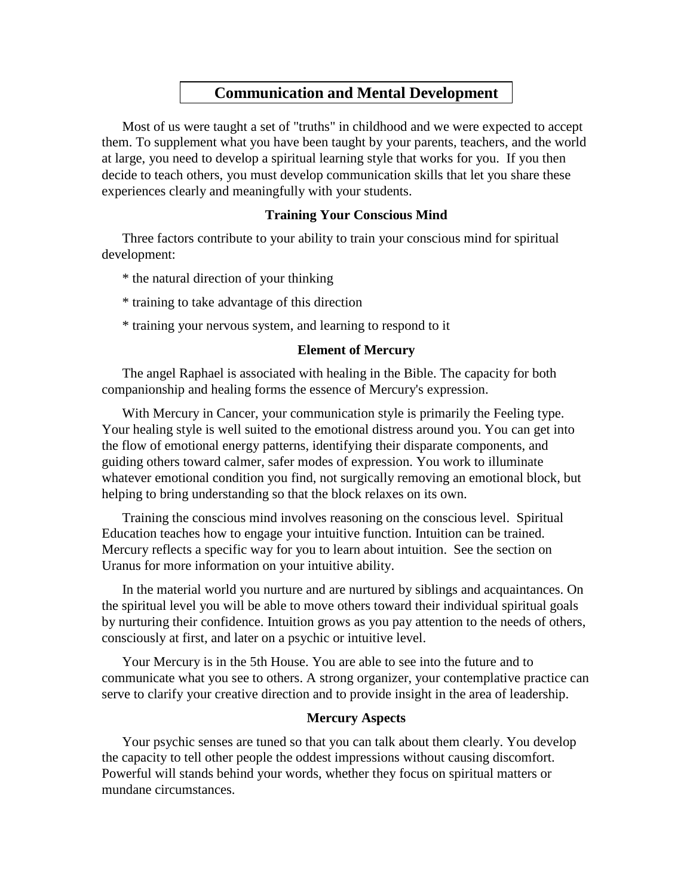## Communication and Mental Development

Most of us were taught a set of "truths" in childhood and we were expected to accept them. To supplement what you have been taught by your parents, teachers, and the world at large, you need to develop a spiritual learning style that works for you. If you then decide to teach others, you must develop communication skills that let you share these experiences clearly and meaningfully with your students.

### Training Your Conscious Mind

Three factors contribute to your ability to train your conscious mind for spiritual development:

* the natural direction of your thinking

* training to take advantage of this direction

* training your nervous system, and learning to respond to it

### Element of Mercury

The angel Raphael is associated with healing in the Bible. The capacity for both companionship and healing forms the essence of Mercury's expression.

With Mercury in Cancer, your communication style is primarily the Feeling type. Your healing style is well suited to the emotional distress around you. You can get into the flow of emotional energy patterns, identifying their disparate components, and guiding others toward calmer, safer modes of expression. You work to illuminate whatever emotional condition you find, not surgically removing an emotional block, but helping to bring understanding so that the block relaxes on its own.

Training the conscious mind involves reasoning on the conscious level. Spiritual Education teaches how to engage your intuitive function. Intuition can be trained. Mercury reflects a specific way for you to learn about intuition. See the section on Uranus for more information on your intuitive ability.

In the material world you nurture and are nurtured by siblings and acquaintances. On the spiritual level you will be able to move others toward their individual spiritual goals by nurturing their confidence. Intuition grows as you pay attention to the needs of others, consciously at first, and later on a psychic or intuitive level.

Your Mercury is in the 5th House. You are able to see into the future and to communicate what you see to others. A strong organizer, your contemplative practice can serve to clarify your creative direction and to provide insight in the area of leadership.

### Mercury Aspects

Your psychic senses are tuned so that you can talk about them clearly. You develop the capacity to tell other people the oddest impressions without causing discomfort. Powerful will stands behind your words, whether they focus on spiritual matters or mundane circumstances.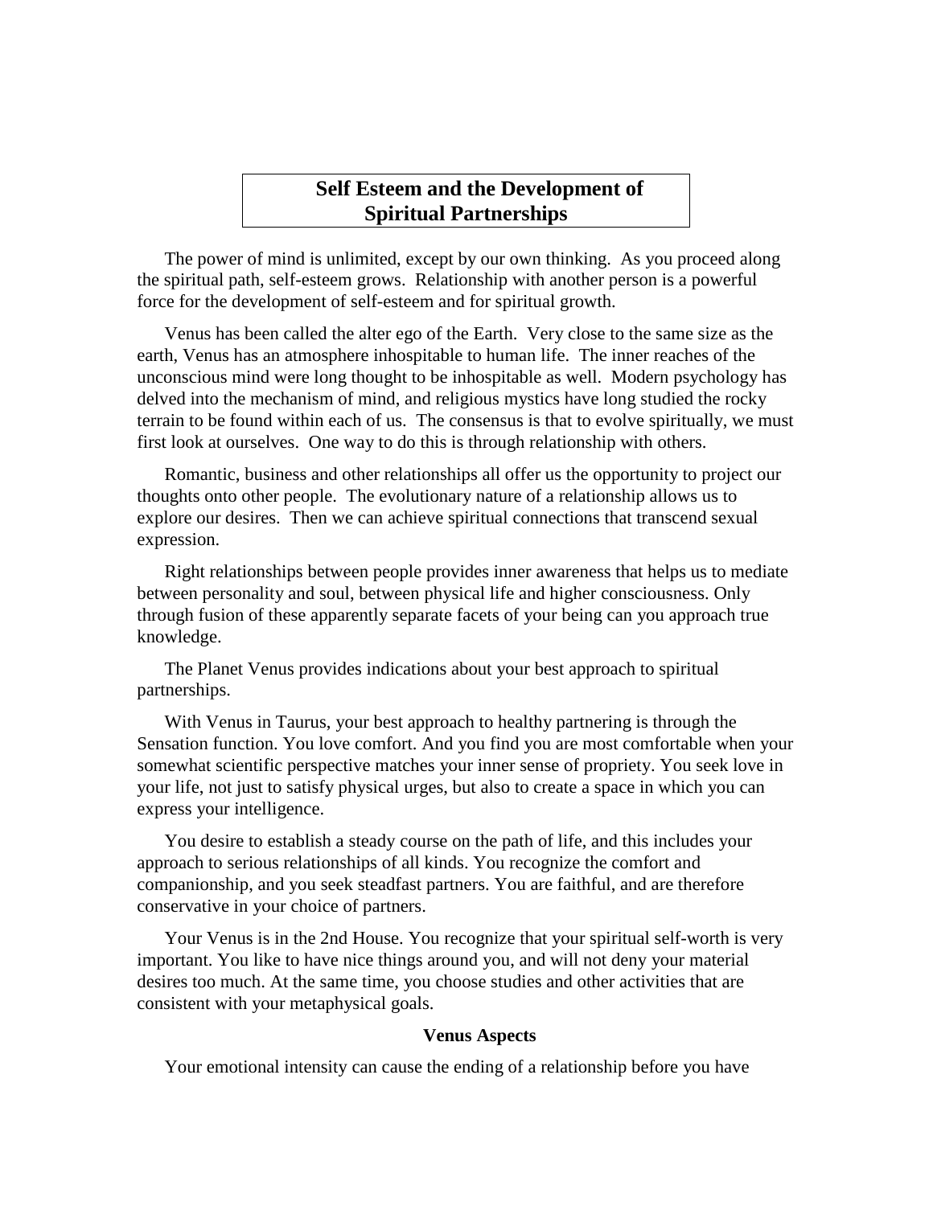## Self Esteem and the Development of Spiritual Partnerships

The power of mind is unlimited, except by our own thinking. As you proceed along the spiritual path, self-esteem grows. Relationship with another person is a powerful force for the development of self-esteem and for spiritual growth.

Venus has been called the alter ego of the Earth. Very close to the same size as the earth, Venus has an atmosphere inhospitable to human life. The inner reaches of the unconscious mind were long thought to be inhospitable as well. Modern psychology has delved into the mechanism of mind, and religious mystics have long studied the rocky terrain to be found within each of us. The consensus is that to evolve spiritually, we must first look at ourselves. One way to do this is through relationship with others.

Romantic, business and other relationships all offer us the opportunity to project our thoughts onto other people. The evolutionary nature of a relationship allows us to explore our desires. Then we can achieve spiritual connections that transcend sexual expression.

Right relationships between people provides inner awareness that helps us to mediate between personality and soul, between physical life and higher consciousness. Only through fusion of these apparently separate facets of your being can you approach true knowledge.

The Planet Venus provides indications about your best approach to spiritual partnerships.

With Venus in Taurus, your best approach to healthy partnering is through the Sensation function. You love comfort. And you find you are most comfortable when your somewhat scientific perspective matches your inner sense of propriety. You seek love in your life, not just to satisfy physical urges, but also to create a space in which you can express your intelligence.

You desire to establish a steady course on the path of life, and this includes your approach to serious relationships of all kinds. You recognize the comfort and companionship, and you seek steadfast partners. You are faithful, and are therefore conservative in your choice of partners.

Your Venus is in the 2nd House. You recognize that your spiritual self-worth is very important. You like to have nice things around you, and will not deny your material desires too much. At the same time, you choose studies and other activities that are consistent with your metaphysical goals.

### Venus Aspects

Your emotional intensity can cause the ending of a relationship before you have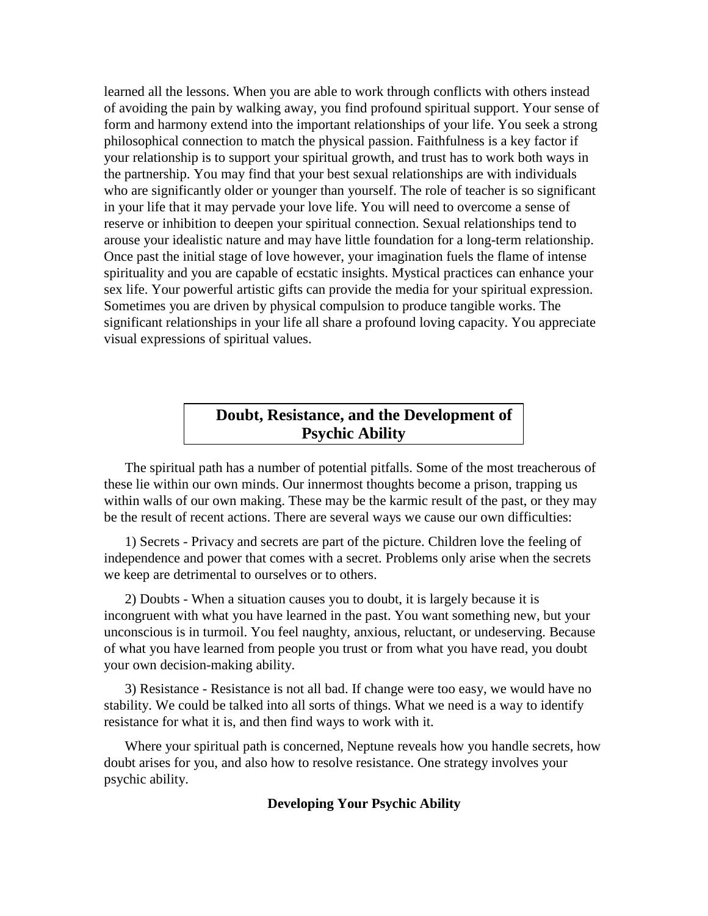learned all the lessons. When you are able to work through conflicts with others instead of avoiding the pain by walking away, you find profound spiritual support. Your sense of form and harmony extend into the important relationships of your life. You seek a strong philosophical connection to match the physical passion. Faithfulness is a key factor if your relationship is to support your spiritual growth, and trust has to work both ways in the partnership. You may find that your best sexual relationships are with individuals who are significantly older or younger than yourself. The role of teacher is so significant in your life that it may pervade your love life. You will need to overcome a sense of reserve or inhibition to deepen your spiritual connection. Sexual relationships tend to arouse your idealistic nature and may have little foundation for a long-term relationship. Once past the initial stage of love however, your imagination fuels the flame of intense spirituality and you are capable of ecstatic insights. Mystical practices can enhance your sex life. Your powerful artistic gifts can provide the media for your spiritual expression. Sometimes you are driven by physical compulsion to produce tangible works. The significant relationships in your life all share a profound loving capacity. You appreciate visual expressions of spiritual values.

## Doubt, Resistance, and the Development of Psychic Ability

The spiritual path has a number of potential pitfalls. Some of the most treacherous of these lie within our own minds. Our innermost thoughts become a prison, trapping us within walls of our own making. These may be the karmic result of the past, or they may be the result of recent actions. There are several ways we cause our own difficulties:

1) Secrets - Privacy and secrets are part of the picture. Children love the feeling of independence and power that comes with a secret. Problems only arise when the secrets we keep are detrimental to ourselves or to others.

2) Doubts - When a situation causes you to doubt, it is largely because it is incongruent with what you have learned in the past. You want something new, but your unconscious is in turmoil. You feel naughty, anxious, reluctant, or undeserving. Because of what you have learned from people you trust or from what you have read, you doubt your own decision-making ability.

3) Resistance - Resistance is not all bad. If change were too easy, we would have no stability. We could be talked into all sorts of things. What we need is a way to identify resistance for what it is, and then find ways to work with it.

Where your spiritual path is concerned, Neptune reveals how you handle secrets, how doubt arises for you, and also how to resolve resistance. One strategy involves your psychic ability.

### Developing Your Psychic Ability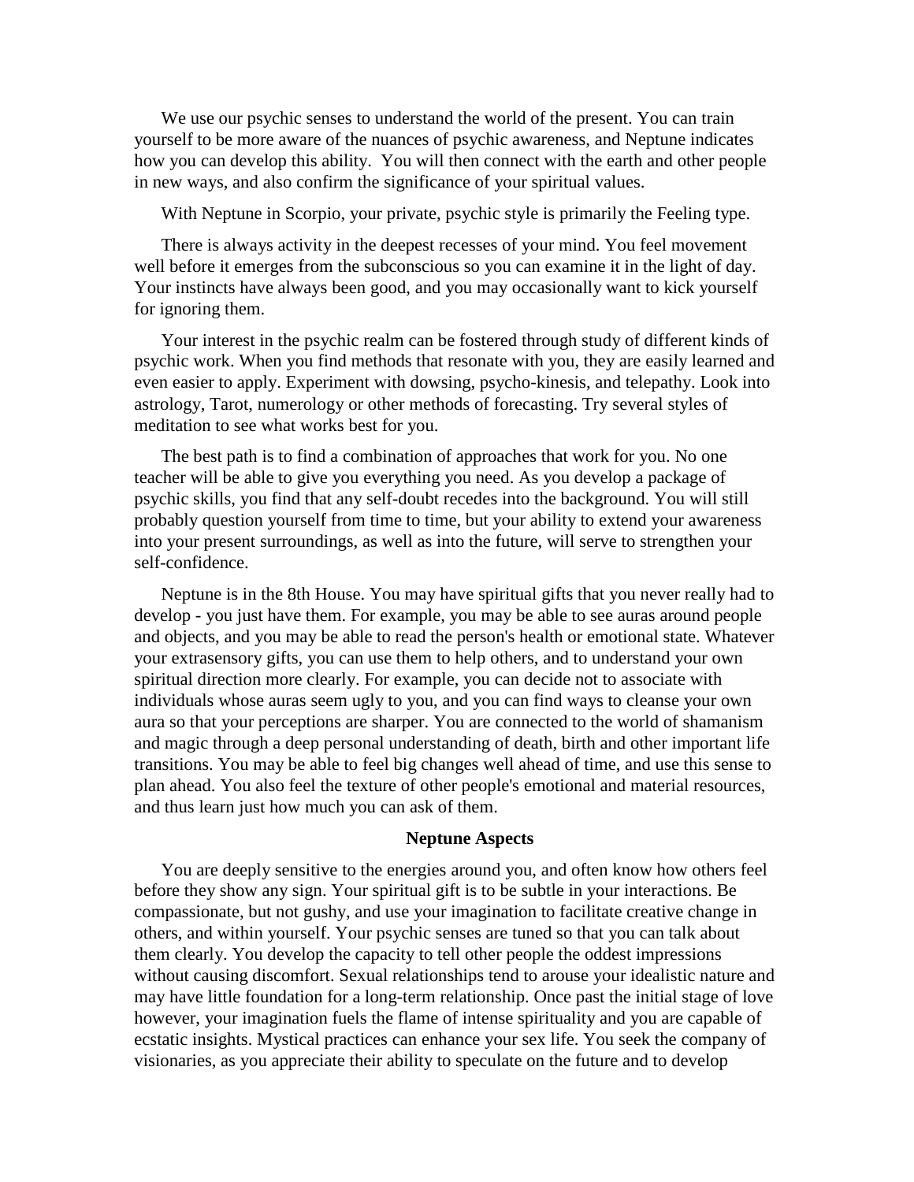We use our psychic senses to understand the world of the present. You can train yourself to be more aware of the nuances of psychic awareness, and Neptune indicates how you can develop this ability. You will then connect with the earth and other people in new ways, and also confirm the significance of your spiritual values.

With Neptune in Scorpio, your private, psychic style is primarily the Feeling type.

There is always activity in the deepest recesses of your mind. You feel movement well before it emerges from the subconscious so you can examine it in the light of day. Your instincts have always been good, and you may occasionally want to kick yourself for ignoring them.

Your interest in the psychic realm can be fostered through study of different kinds of psychic work. When you find methods that resonate with you, they are easily learned and even easier to apply. Experiment with dowsing, psycho-kinesis, and telepathy. Look into astrology, Tarot, numerology or other methods of forecasting. Try several styles of meditation to see what works best for you.

The best path is to find a combination of approaches that work for you. No one teacher will be able to give you everything you need. As you develop a package of psychic skills, you find that any self-doubt recedes into the background. You will still probably question yourself from time to time, but your ability to extend your awareness into your present surroundings, as well as into the future, will serve to strengthen your self-confidence.

Neptune is in the 8th House. You may have spiritual gifts that you never really had to develop - you just have them. For example, you may be able to see auras around people and objects, and you may be able to read the person's health or emotional state. Whatever your extrasensory gifts, you can use them to help others, and to understand your own spiritual direction more clearly. For example, you can decide not to associate with individuals whose auras seem ugly to you, and you can find ways to cleanse your own aura so that your perceptions are sharper. You are connected to the world of shamanism and magic through a deep personal understanding of death, birth and other important life transitions. You may be able to feel big changes well ahead of time, and use this sense to plan ahead. You also feel the texture of other people's emotional and material resources, and thus learn just how much you can ask of them.

### Neptune Aspects

You are deeply sensitive to the energies around you, and often know how others feel before they show any sign. Your spiritual gift is to be subtle in your interactions. Be compassionate, but not gushy, and use your imagination to facilitate creative change in others, and within yourself. Your psychic senses are tuned so that you can talk about them clearly. You develop the capacity to tell other people the oddest impressions without causing discomfort. Sexual relationships tend to arouse your idealistic nature and may have little foundation for a long-term relationship. Once past the initial stage of love however, your imagination fuels the flame of intense spirituality and you are capable of ecstatic insights. Mystical practices can enhance your sex life. You seek the company of visionaries, as you appreciate their ability to speculate on the future and to develop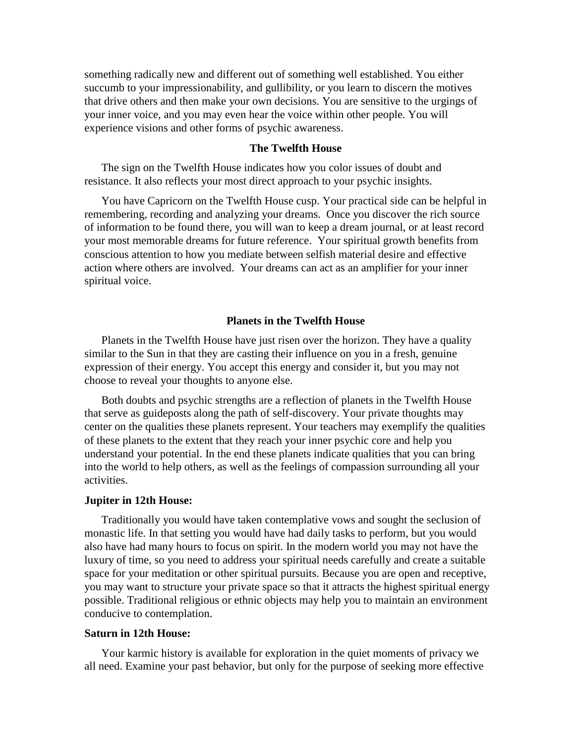something radically new and different out of something well established. You either succumb to your impressionability, and gullibility, or you learn to discern the motives that drive others and then make your own decisions. You are sensitive to the urgings of your inner voice, and you may even hear the voice within other people. You will experience visions and other forms of psychic awareness.

## The Twelfth House

The sign on the Twelfth House indicates how you color issues of doubt and resistance. It also reflects your most direct approach to your psychic insights.

You have Capricorn on the Twelfth House cusp. Your practical side can be helpful in remembering, recording and analyzing your dreams. Once you discover the rich source of information to be found there, you will wan to keep a dream journal, or at least record your most memorable dreams for future reference. Your spiritual growth benefits from conscious attention to how you mediate between selfish material desire and effective action where others are involved. Your dreams can act as an amplifier for your inner spiritual voice.

## Planets in the Twelfth House

Planets in the Twelfth House have just risen over the horizon. They have a quality similar to the Sun in that they are casting their influence on you in a fresh, genuine expression of their energy. You accept this energy and consider it, but you may not choose to reveal your thoughts to anyone else.

Both doubts and psychic strengths are a reflection of planets in the Twelfth House that serve as guideposts along the path of self-discovery. Your private thoughts may center on the qualities these planets represent. Your teachers may exemplify the qualities of these planets to the extent that they reach your inner psychic core and help you understand your potential. In the end these planets indicate qualities that you can bring into the world to help others, as well as the feelings of compassion surrounding all your activities.

**Jupiter in 12th House:**

Traditionally you would have taken contemplative vows and sought the seclusion of monastic life. In that setting you would have had daily tasks to perform, but you would also have had many hours to focus on spirit. In the modern world you may not have the luxury of time, so you need to address your spiritual needs carefully and create a suitable space for your meditation or other spiritual pursuits. Because you are open and receptive, you may want to structure your private space so that it attracts the highest spiritual energy possible. Traditional religious or ethnic objects may help you to maintain an environment conducive to contemplation.

**Saturn in 12th House:**

Your karmic history is available for exploration in the quiet moments of privacy we all need. Examine your past behavior, but only for the purpose of seeking more effective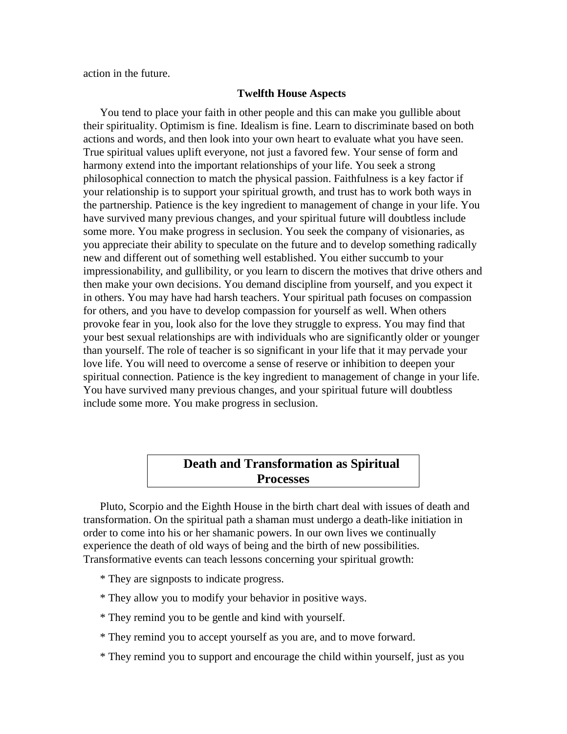action in the future.

### Twelfth House Aspects

You tend to place your faith in other people and this can make you gullible about their spirituality. Optimism is fine. Idealism is fine. Learn to discriminate based on both actions and words, and then look into your own heart to evaluate what you have seen. True spiritual values uplift everyone, not just a favored few. Your sense of form and harmony extend into the important relationships of your life. You seek a strong philosophical connection to match the physical passion. Faithfulness is a key factor if your relationship is to support your spiritual growth, and trust has to work both ways in the partnership. Patience is the key ingredient to management of change in your life. You have survived many previous changes, and your spiritual future will doubtless include some more. You make progress in seclusion. You seek the company of visionaries, as you appreciate their ability to speculate on the future and to develop something radically new and different out of something well established. You either succumb to your impressionability, and gullibility, or you learn to discern the motives that drive others and then make your own decisions. You demand discipline from yourself, and you expect it in others. You may have had harsh teachers. Your spiritual path focuses on compassion for others, and you have to develop compassion for yourself as well. When others provoke fear in you, look also for the love they struggle to express. You may find that your best sexual relationships are with individuals who are significantly older or younger than yourself. The role of teacher is so significant in your life that it may pervade your love life. You will need to overcome a sense of reserve or inhibition to deepen your spiritual connection. Patience is the key ingredient to management of change in your life. You have survived many previous changes, and your spiritual future will doubtless include some more. You make progress in seclusion.

## Death and Transformation as Spiritual Processes

Pluto, Scorpio and the Eighth House in the birth chart deal with issues of death and transformation. On the spiritual path a shaman must undergo a death-like initiation in order to come into his or her shamanic powers. In our own lives we continually experience the death of old ways of being and the birth of new possibilities. Transformative events can teach lessons concerning your spiritual growth:

* They are signposts to indicate progress.

* They allow you to modify your behavior in positive ways.

* They remind you to be gentle and kind with yourself.

* They remind you to accept yourself as you are, and to move forward.

* They remind you to support and encourage the child within yourself, just as you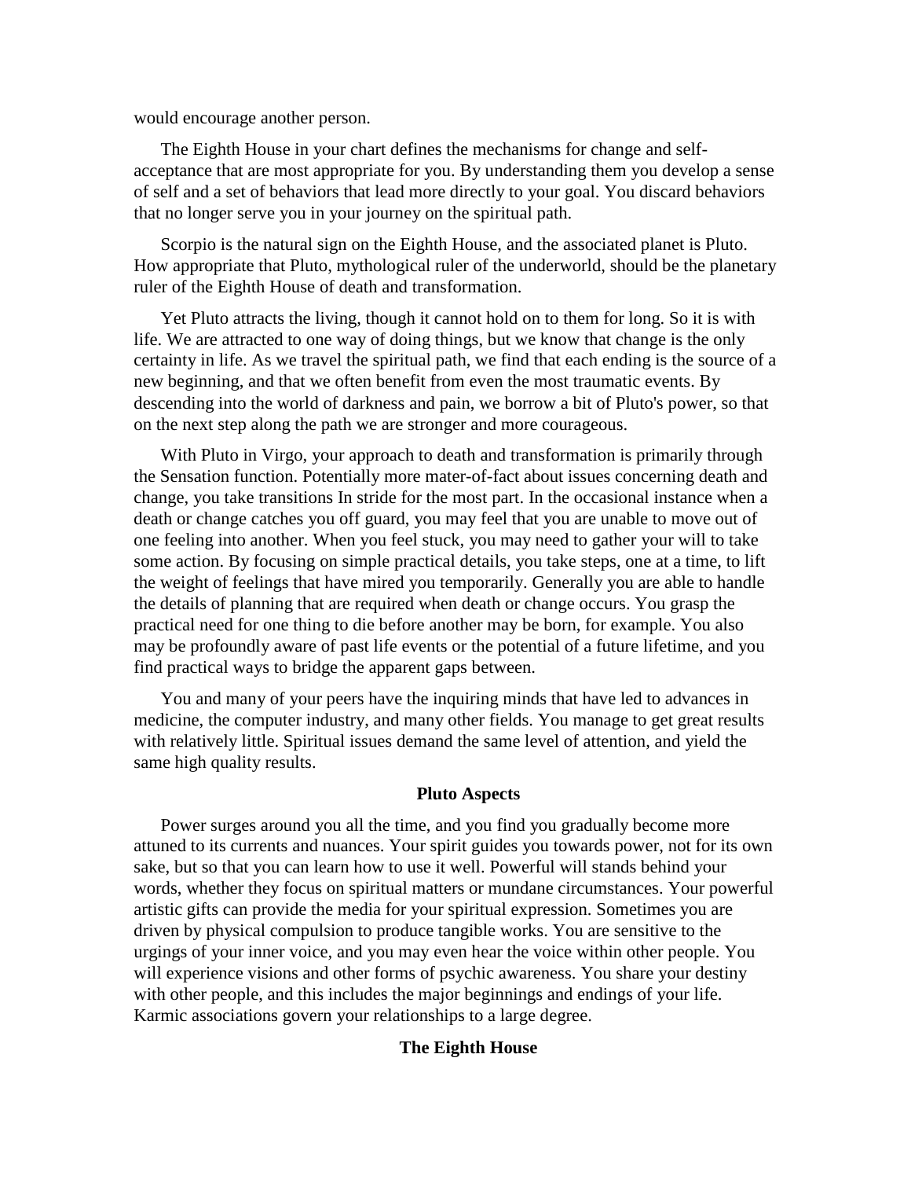would encourage another person.

The Eighth House in your chart defines the mechanisms for change and self-acceptance that are most appropriate for you. By understanding them you develop a sense of self and a set of behaviors that lead more directly to your goal. You discard behaviors that no longer serve you in your journey on the spiritual path.

Scorpio is the natural sign on the Eighth House, and the associated planet is Pluto. How appropriate that Pluto, mythological ruler of the underworld, should be the planetary ruler of the Eighth House of death and transformation.

Yet Pluto attracts the living, though it cannot hold on to them for long. So it is with life. We are attracted to one way of doing things, but we know that change is the only certainty in life. As we travel the spiritual path, we find that each ending is the source of a new beginning, and that we often benefit from even the most traumatic events. By descending into the world of darkness and pain, we borrow a bit of Pluto's power, so that on the next step along the path we are stronger and more courageous.

With Pluto in Virgo, your approach to death and transformation is primarily through the Sensation function. Potentially more mater-of-fact about issues concerning death and change, you take transitions In stride for the most part. In the occasional instance when a death or change catches you off guard, you may feel that you are unable to move out of one feeling into another. When you feel stuck, you may need to gather your will to take some action. By focusing on simple practical details, you take steps, one at a time, to lift the weight of feelings that have mired you temporarily. Generally you are able to handle the details of planning that are required when death or change occurs. You grasp the practical need for one thing to die before another may be born, for example. You also may be profoundly aware of past life events or the potential of a future lifetime, and you find practical ways to bridge the apparent gaps between.

You and many of your peers have the inquiring minds that have led to advances in medicine, the computer industry, and many other fields. You manage to get great results with relatively little. Spiritual issues demand the same level of attention, and yield the same high quality results.

### Pluto Aspects

Power surges around you all the time, and you find you gradually become more attuned to its currents and nuances. Your spirit guides you towards power, not for its own sake, but so that you can learn how to use it well. Powerful will stands behind your words, whether they focus on spiritual matters or mundane circumstances. Your powerful artistic gifts can provide the media for your spiritual expression. Sometimes you are driven by physical compulsion to produce tangible works. You are sensitive to the urgings of your inner voice, and you may even hear the voice within other people. You will experience visions and other forms of psychic awareness. You share your destiny with other people, and this includes the major beginnings and endings of your life. Karmic associations govern your relationships to a large degree.

### The Eighth House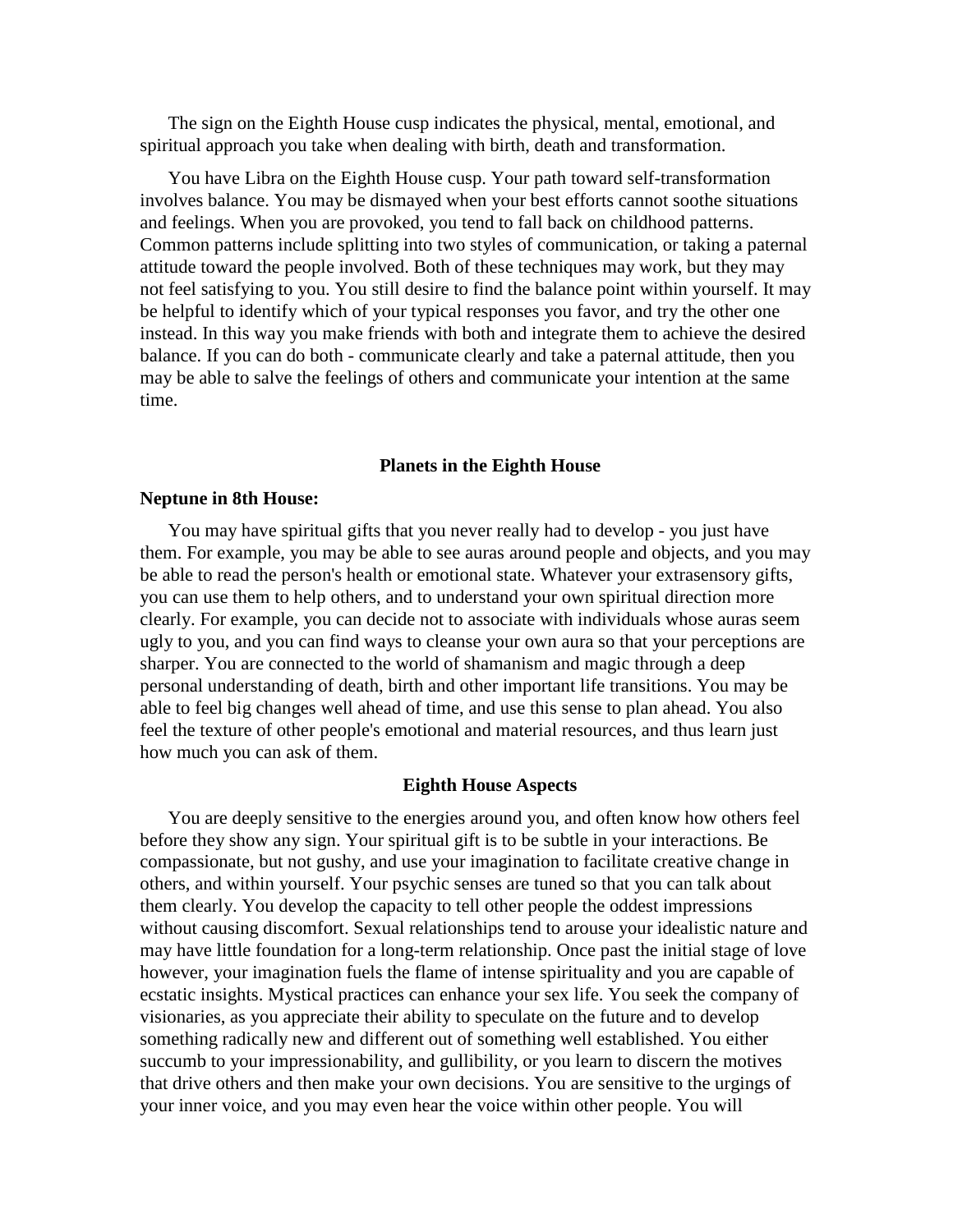The sign on the Eighth House cusp indicates the physical, mental, emotional, and spiritual approach you take when dealing with birth, death and transformation.

You have Libra on the Eighth House cusp. Your path toward self-transformation involves balance. You may be dismayed when your best efforts cannot soothe situations and feelings. When you are provoked, you tend to fall back on childhood patterns. Common patterns include splitting into two styles of communication, or taking a paternal attitude toward the people involved. Both of these techniques may work, but they may not feel satisfying to you. You still desire to find the balance point within yourself. It may be helpful to identify which of your typical responses you favor, and try the other one instead. In this way you make friends with both and integrate them to achieve the desired balance. If you can do both - communicate clearly and take a paternal attitude, then you may be able to salve the feelings of others and communicate your intention at the same time.

## Planets in the Eighth House

**Neptune in 8th House:**

You may have spiritual gifts that you never really had to develop - you just have them. For example, you may be able to see auras around people and objects, and you may be able to read the person's health or emotional state. Whatever your extrasensory gifts, you can use them to help others, and to understand your own spiritual direction more clearly. For example, you can decide not to associate with individuals whose auras seem ugly to you, and you can find ways to cleanse your own aura so that your perceptions are sharper. You are connected to the world of shamanism and magic through a deep personal understanding of death, birth and other important life transitions. You may be able to feel big changes well ahead of time, and use this sense to plan ahead. You also feel the texture of other people's emotional and material resources, and thus learn just how much you can ask of them.

## Eighth House Aspects

You are deeply sensitive to the energies around you, and often know how others feel before they show any sign. Your spiritual gift is to be subtle in your interactions. Be compassionate, but not gushy, and use your imagination to facilitate creative change in others, and within yourself. Your psychic senses are tuned so that you can talk about them clearly. You develop the capacity to tell other people the oddest impressions without causing discomfort. Sexual relationships tend to arouse your idealistic nature and may have little foundation for a long-term relationship. Once past the initial stage of love however, your imagination fuels the flame of intense spirituality and you are capable of ecstatic insights. Mystical practices can enhance your sex life. You seek the company of visionaries, as you appreciate their ability to speculate on the future and to develop something radically new and different out of something well established. You either succumb to your impressionability, and gullibility, or you learn to discern the motives that drive others and then make your own decisions. You are sensitive to the urgings of your inner voice, and you may even hear the voice within other people. You will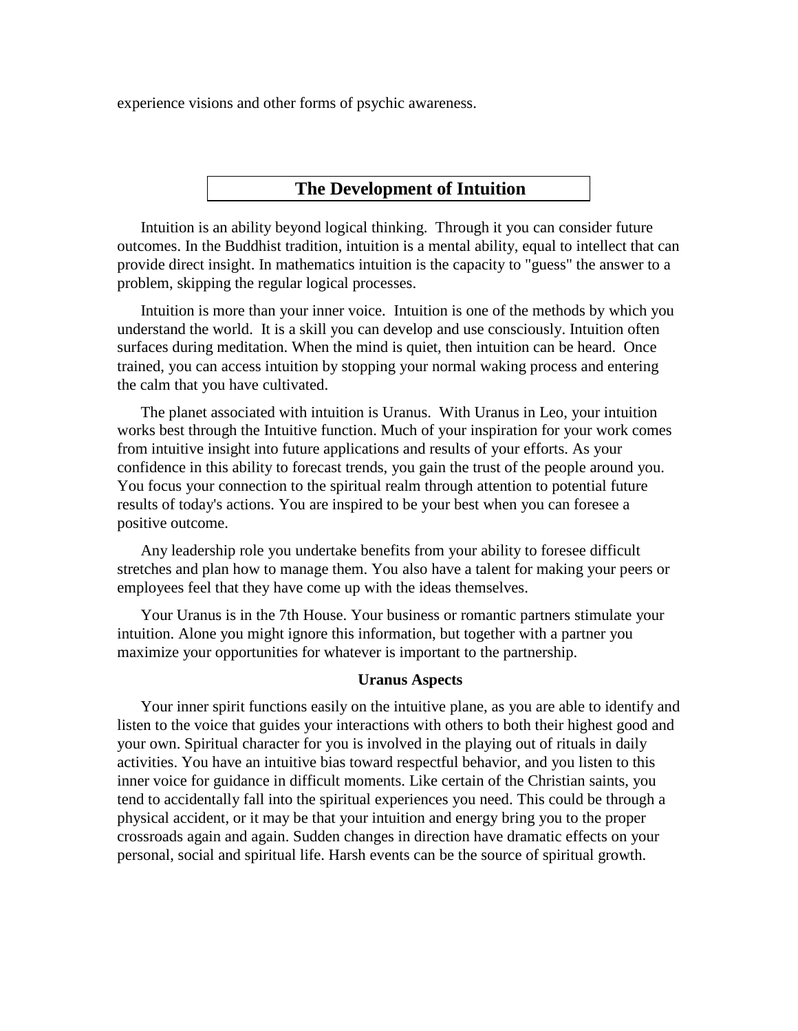experience visions and other forms of psychic awareness.

## The Development of Intuition

Intuition is an ability beyond logical thinking. Through it you can consider future outcomes. In the Buddhist tradition, intuition is a mental ability, equal to intellect that can provide direct insight. In mathematics intuition is the capacity to "guess" the answer to a problem, skipping the regular logical processes.

Intuition is more than your inner voice. Intuition is one of the methods by which you understand the world. It is a skill you can develop and use consciously. Intuition often surfaces during meditation. When the mind is quiet, then intuition can be heard. Once trained, you can access intuition by stopping your normal waking process and entering the calm that you have cultivated.

The planet associated with intuition is Uranus. With Uranus in Leo, your intuition works best through the Intuitive function. Much of your inspiration for your work comes from intuitive insight into future applications and results of your efforts. As your confidence in this ability to forecast trends, you gain the trust of the people around you. You focus your connection to the spiritual realm through attention to potential future results of today's actions. You are inspired to be your best when you can foresee a positive outcome.

Any leadership role you undertake benefits from your ability to foresee difficult stretches and plan how to manage them. You also have a talent for making your peers or employees feel that they have come up with the ideas themselves.

Your Uranus is in the 7th House. Your business or romantic partners stimulate your intuition. Alone you might ignore this information, but together with a partner you maximize your opportunities for whatever is important to the partnership.

### Uranus Aspects

Your inner spirit functions easily on the intuitive plane, as you are able to identify and listen to the voice that guides your interactions with others to both their highest good and your own. Spiritual character for you is involved in the playing out of rituals in daily activities. You have an intuitive bias toward respectful behavior, and you listen to this inner voice for guidance in difficult moments. Like certain of the Christian saints, you tend to accidentally fall into the spiritual experiences you need. This could be through a physical accident, or it may be that your intuition and energy bring you to the proper crossroads again and again. Sudden changes in direction have dramatic effects on your personal, social and spiritual life. Harsh events can be the source of spiritual growth.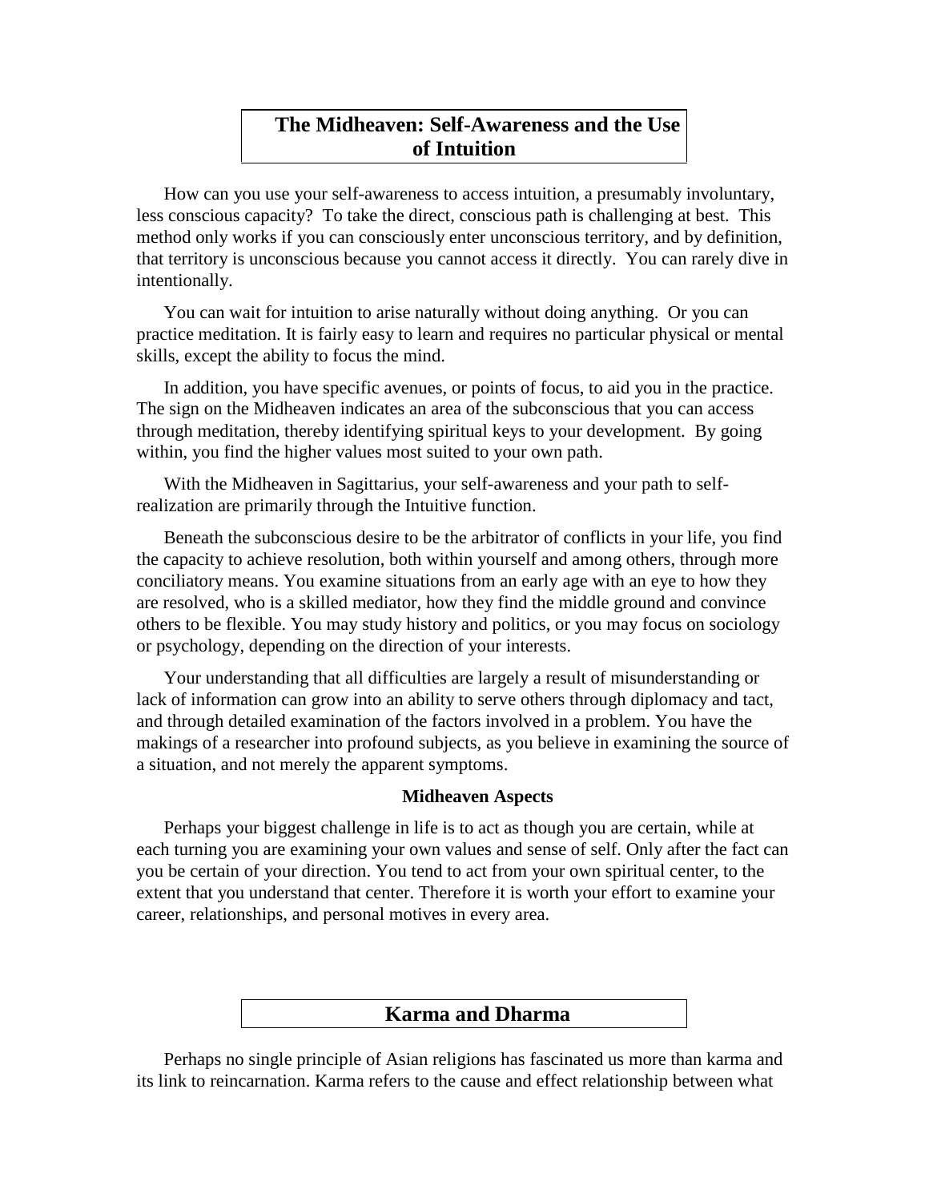## The Midheaven: Self-Awareness and the Use of Intuition

How can you use your self-awareness to access intuition, a presumably involuntary, less conscious capacity? To take the direct, conscious path is challenging at best. This method only works if you can consciously enter unconscious territory, and by definition, that territory is unconscious because you cannot access it directly. You can rarely dive in intentionally.

You can wait for intuition to arise naturally without doing anything. Or you can practice meditation. It is fairly easy to learn and requires no particular physical or mental skills, except the ability to focus the mind.

In addition, you have specific avenues, or points of focus, to aid you in the practice. The sign on the Midheaven indicates an area of the subconscious that you can access through meditation, thereby identifying spiritual keys to your development. By going within, you find the higher values most suited to your own path.

With the Midheaven in Sagittarius, your self-awareness and your path to self-realization are primarily through the Intuitive function.

Beneath the subconscious desire to be the arbitrator of conflicts in your life, you find the capacity to achieve resolution, both within yourself and among others, through more conciliatory means. You examine situations from an early age with an eye to how they are resolved, who is a skilled mediator, how they find the middle ground and convince others to be flexible. You may study history and politics, or you may focus on sociology or psychology, depending on the direction of your interests.

Your understanding that all difficulties are largely a result of misunderstanding or lack of information can grow into an ability to serve others through diplomacy and tact, and through detailed examination of the factors involved in a problem. You have the makings of a researcher into profound subjects, as you believe in examining the source of a situation, and not merely the apparent symptoms.

### Midheaven Aspects

Perhaps your biggest challenge in life is to act as though you are certain, while at each turning you are examining your own values and sense of self. Only after the fact can you be certain of your direction. You tend to act from your own spiritual center, to the extent that you understand that center. Therefore it is worth your effort to examine your career, relationships, and personal motives in every area.

## Karma and Dharma

Perhaps no single principle of Asian religions has fascinated us more than karma and its link to reincarnation. Karma refers to the cause and effect relationship between what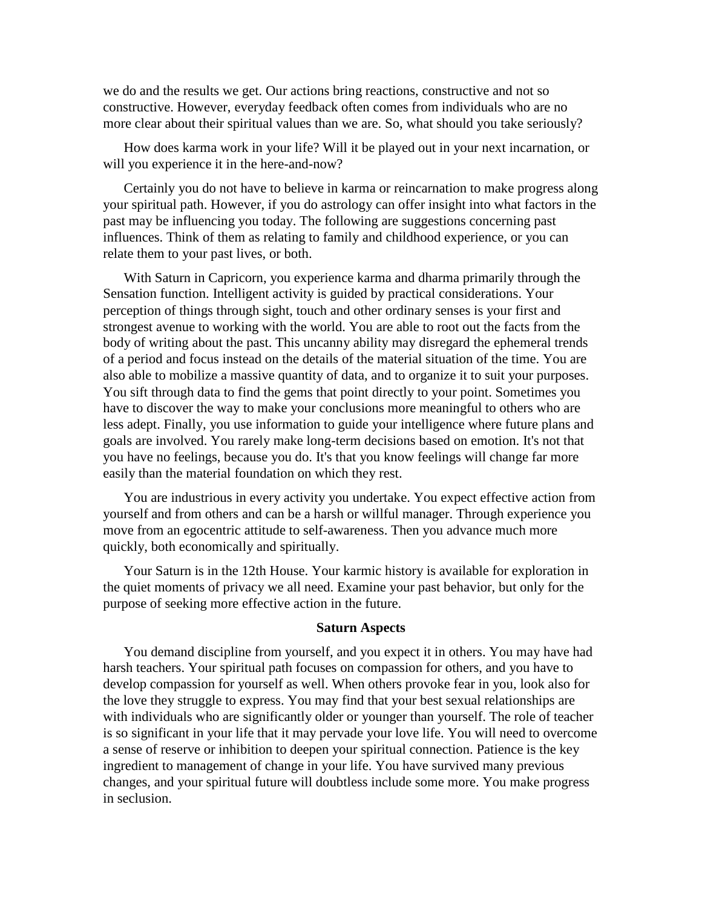we do and the results we get. Our actions bring reactions, constructive and not so constructive. However, everyday feedback often comes from individuals who are no more clear about their spiritual values than we are. So, what should you take seriously?

How does karma work in your life? Will it be played out in your next incarnation, or will you experience it in the here-and-now?

Certainly you do not have to believe in karma or reincarnation to make progress along your spiritual path. However, if you do astrology can offer insight into what factors in the past may be influencing you today. The following are suggestions concerning past influences. Think of them as relating to family and childhood experience, or you can relate them to your past lives, or both.

With Saturn in Capricorn, you experience karma and dharma primarily through the Sensation function. Intelligent activity is guided by practical considerations. Your perception of things through sight, touch and other ordinary senses is your first and strongest avenue to working with the world. You are able to root out the facts from the body of writing about the past. This uncanny ability may disregard the ephemeral trends of a period and focus instead on the details of the material situation of the time. You are also able to mobilize a massive quantity of data, and to organize it to suit your purposes. You sift through data to find the gems that point directly to your point. Sometimes you have to discover the way to make your conclusions more meaningful to others who are less adept. Finally, you use information to guide your intelligence where future plans and goals are involved. You rarely make long-term decisions based on emotion. It's not that you have no feelings, because you do. It's that you know feelings will change far more easily than the material foundation on which they rest.

You are industrious in every activity you undertake. You expect effective action from yourself and from others and can be a harsh or willful manager. Through experience you move from an egocentric attitude to self-awareness. Then you advance much more quickly, both economically and spiritually.

Your Saturn is in the 12th House. Your karmic history is available for exploration in the quiet moments of privacy we all need. Examine your past behavior, but only for the purpose of seeking more effective action in the future.

### Saturn Aspects

You demand discipline from yourself, and you expect it in others. You may have had harsh teachers. Your spiritual path focuses on compassion for others, and you have to develop compassion for yourself as well. When others provoke fear in you, look also for the love they struggle to express. You may find that your best sexual relationships are with individuals who are significantly older or younger than yourself. The role of teacher is so significant in your life that it may pervade your love life. You will need to overcome a sense of reserve or inhibition to deepen your spiritual connection. Patience is the key ingredient to management of change in your life. You have survived many previous changes, and your spiritual future will doubtless include some more. You make progress in seclusion.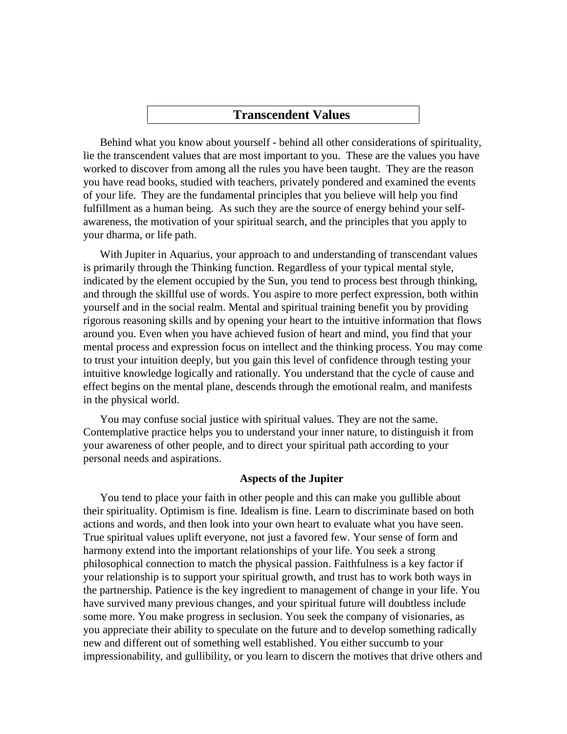## Transcendent Values

Behind what you know about yourself - behind all other considerations of spirituality, lie the transcendent values that are most important to you. These are the values you have worked to discover from among all the rules you have been taught. They are the reason you have read books, studied with teachers, privately pondered and examined the events of your life. They are the fundamental principles that you believe will help you find fulfillment as a human being. As such they are the source of energy behind your self-awareness, the motivation of your spiritual search, and the principles that you apply to your dharma, or life path.

With Jupiter in Aquarius, your approach to and understanding of transcendant values is primarily through the Thinking function. Regardless of your typical mental style, indicated by the element occupied by the Sun, you tend to process best through thinking, and through the skillful use of words. You aspire to more perfect expression, both within yourself and in the social realm. Mental and spiritual training benefit you by providing rigorous reasoning skills and by opening your heart to the intuitive information that flows around you. Even when you have achieved fusion of heart and mind, you find that your mental process and expression focus on intellect and the thinking process. You may come to trust your intuition deeply, but you gain this level of confidence through testing your intuitive knowledge logically and rationally. You understand that the cycle of cause and effect begins on the mental plane, descends through the emotional realm, and manifests in the physical world.

You may confuse social justice with spiritual values. They are not the same. Contemplative practice helps you to understand your inner nature, to distinguish it from your awareness of other people, and to direct your spiritual path according to your personal needs and aspirations.

### Aspects of the Jupiter

You tend to place your faith in other people and this can make you gullible about their spirituality. Optimism is fine. Idealism is fine. Learn to discriminate based on both actions and words, and then look into your own heart to evaluate what you have seen. True spiritual values uplift everyone, not just a favored few. Your sense of form and harmony extend into the important relationships of your life. You seek a strong philosophical connection to match the physical passion. Faithfulness is a key factor if your relationship is to support your spiritual growth, and trust has to work both ways in the partnership. Patience is the key ingredient to management of change in your life. You have survived many previous changes, and your spiritual future will doubtless include some more. You make progress in seclusion. You seek the company of visionaries, as you appreciate their ability to speculate on the future and to develop something radically new and different out of something well established. You either succumb to your impressionability, and gullibility, or you learn to discern the motives that drive others and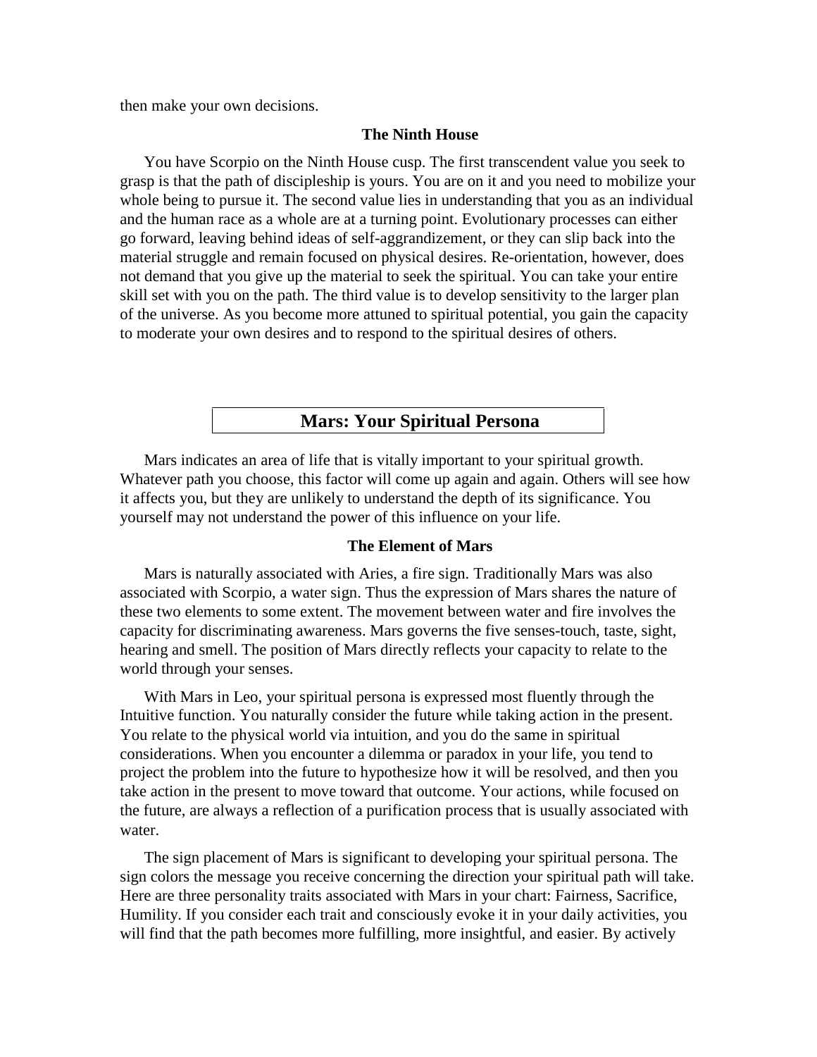then make your own decisions.

### The Ninth House

You have Scorpio on the Ninth House cusp. The first transcendent value you seek to grasp is that the path of discipleship is yours. You are on it and you need to mobilize your whole being to pursue it. The second value lies in understanding that you as an individual and the human race as a whole are at a turning point. Evolutionary processes can either go forward, leaving behind ideas of self-aggrandizement, or they can slip back into the material struggle and remain focused on physical desires. Re-orientation, however, does not demand that you give up the material to seek the spiritual. You can take your entire skill set with you on the path. The third value is to develop sensitivity to the larger plan of the universe. As you become more attuned to spiritual potential, you gain the capacity to moderate your own desires and to respond to the spiritual desires of others.

## Mars: Your Spiritual Persona

Mars indicates an area of life that is vitally important to your spiritual growth. Whatever path you choose, this factor will come up again and again. Others will see how it affects you, but they are unlikely to understand the depth of its significance. You yourself may not understand the power of this influence on your life.

### The Element of Mars

Mars is naturally associated with Aries, a fire sign. Traditionally Mars was also associated with Scorpio, a water sign. Thus the expression of Mars shares the nature of these two elements to some extent. The movement between water and fire involves the capacity for discriminating awareness. Mars governs the five senses-touch, taste, sight, hearing and smell. The position of Mars directly reflects your capacity to relate to the world through your senses.

With Mars in Leo, your spiritual persona is expressed most fluently through the Intuitive function. You naturally consider the future while taking action in the present. You relate to the physical world via intuition, and you do the same in spiritual considerations. When you encounter a dilemma or paradox in your life, you tend to project the problem into the future to hypothesize how it will be resolved, and then you take action in the present to move toward that outcome. Your actions, while focused on the future, are always a reflection of a purification process that is usually associated with water.

The sign placement of Mars is significant to developing your spiritual persona. The sign colors the message you receive concerning the direction your spiritual path will take. Here are three personality traits associated with Mars in your chart: Fairness, Sacrifice, Humility. If you consider each trait and consciously evoke it in your daily activities, you will find that the path becomes more fulfilling, more insightful, and easier. By actively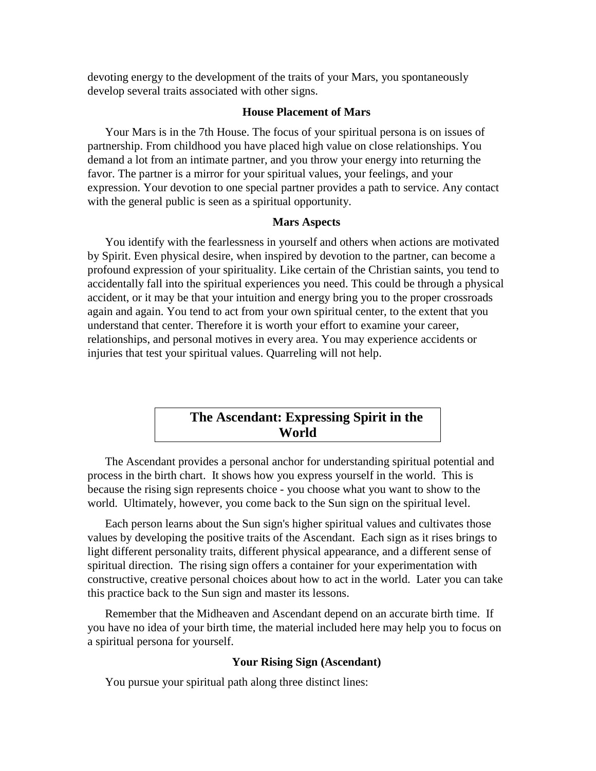devoting energy to the development of the traits of your Mars, you spontaneously develop several traits associated with other signs.

### House Placement of Mars

Your Mars is in the 7th House. The focus of your spiritual persona is on issues of partnership. From childhood you have placed high value on close relationships. You demand a lot from an intimate partner, and you throw your energy into returning the favor. The partner is a mirror for your spiritual values, your feelings, and your expression. Your devotion to one special partner provides a path to service. Any contact with the general public is seen as a spiritual opportunity.

### Mars Aspects

You identify with the fearlessness in yourself and others when actions are motivated by Spirit. Even physical desire, when inspired by devotion to the partner, can become a profound expression of your spirituality. Like certain of the Christian saints, you tend to accidentally fall into the spiritual experiences you need. This could be through a physical accident, or it may be that your intuition and energy bring you to the proper crossroads again and again. You tend to act from your own spiritual center, to the extent that you understand that center. Therefore it is worth your effort to examine your career, relationships, and personal motives in every area. You may experience accidents or injuries that test your spiritual values. Quarreling will not help.

## The Ascendant: Expressing Spirit in the World

The Ascendant provides a personal anchor for understanding spiritual potential and process in the birth chart. It shows how you express yourself in the world. This is because the rising sign represents choice - you choose what you want to show to the world. Ultimately, however, you come back to the Sun sign on the spiritual level.

Each person learns about the Sun sign's higher spiritual values and cultivates those values by developing the positive traits of the Ascendant. Each sign as it rises brings to light different personality traits, different physical appearance, and a different sense of spiritual direction. The rising sign offers a container for your experimentation with constructive, creative personal choices about how to act in the world. Later you can take this practice back to the Sun sign and master its lessons.

Remember that the Midheaven and Ascendant depend on an accurate birth time. If you have no idea of your birth time, the material included here may help you to focus on a spiritual persona for yourself.

### Your Rising Sign (Ascendant)

You pursue your spiritual path along three distinct lines: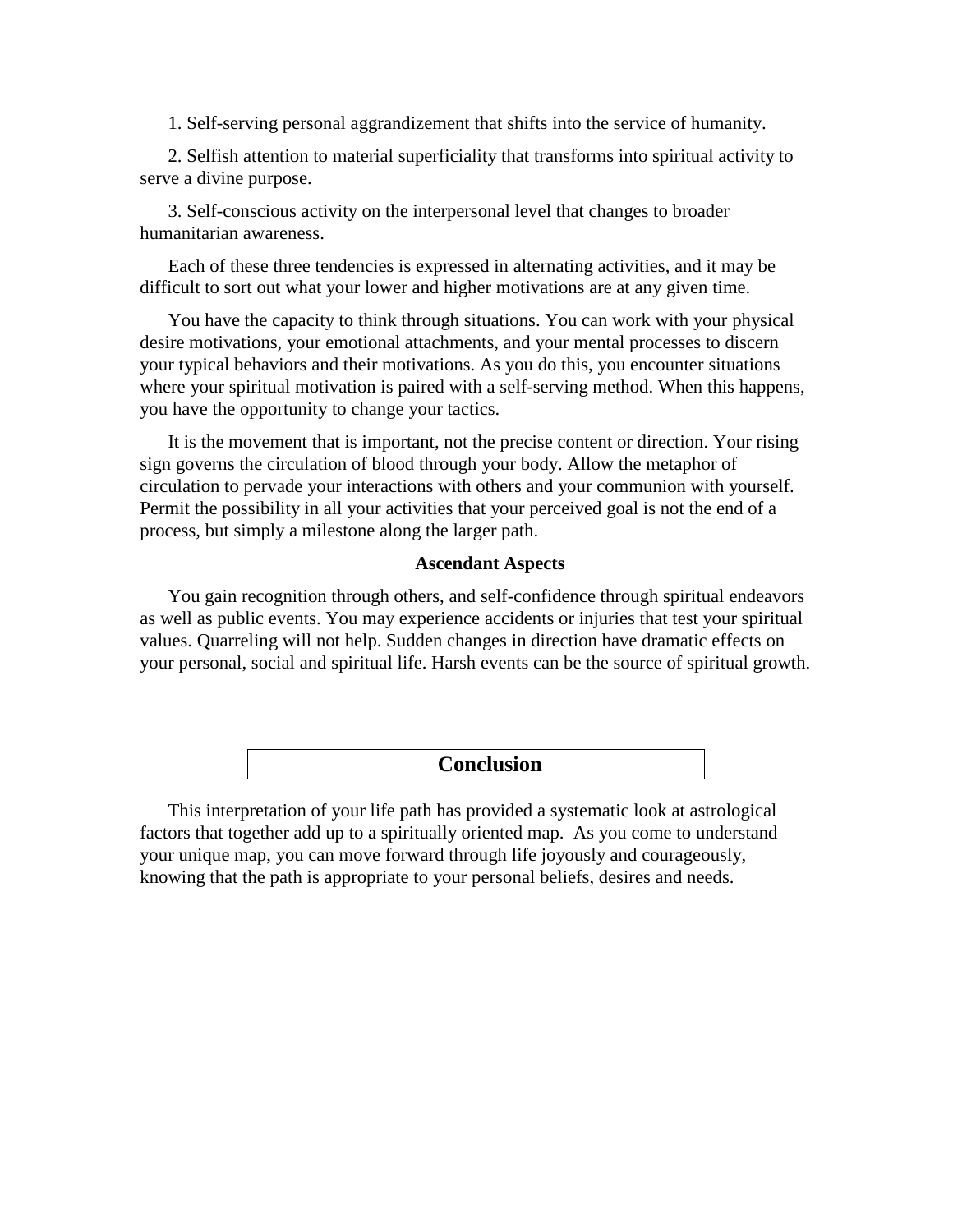1. Self-serving personal aggrandizement that shifts into the service of humanity.

2. Selfish attention to material superficiality that transforms into spiritual activity to serve a divine purpose.

3. Self-conscious activity on the interpersonal level that changes to broader humanitarian awareness.

Each of these three tendencies is expressed in alternating activities, and it may be difficult to sort out what your lower and higher motivations are at any given time.

You have the capacity to think through situations. You can work with your physical desire motivations, your emotional attachments, and your mental processes to discern your typical behaviors and their motivations. As you do this, you encounter situations where your spiritual motivation is paired with a self-serving method. When this happens, you have the opportunity to change your tactics.

It is the movement that is important, not the precise content or direction. Your rising sign governs the circulation of blood through your body. Allow the metaphor of circulation to pervade your interactions with others and your communion with yourself. Permit the possibility in all your activities that your perceived goal is not the end of a process, but simply a milestone along the larger path.

### Ascendant Aspects

You gain recognition through others, and self-confidence through spiritual endeavors as well as public events. You may experience accidents or injuries that test your spiritual values. Quarreling will not help. Sudden changes in direction have dramatic effects on your personal, social and spiritual life. Harsh events can be the source of spiritual growth.

## Conclusion

This interpretation of your life path has provided a systematic look at astrological factors that together add up to a spiritually oriented map. As you come to understand your unique map, you can move forward through life joyously and courageously, knowing that the path is appropriate to your personal beliefs, desires and needs.